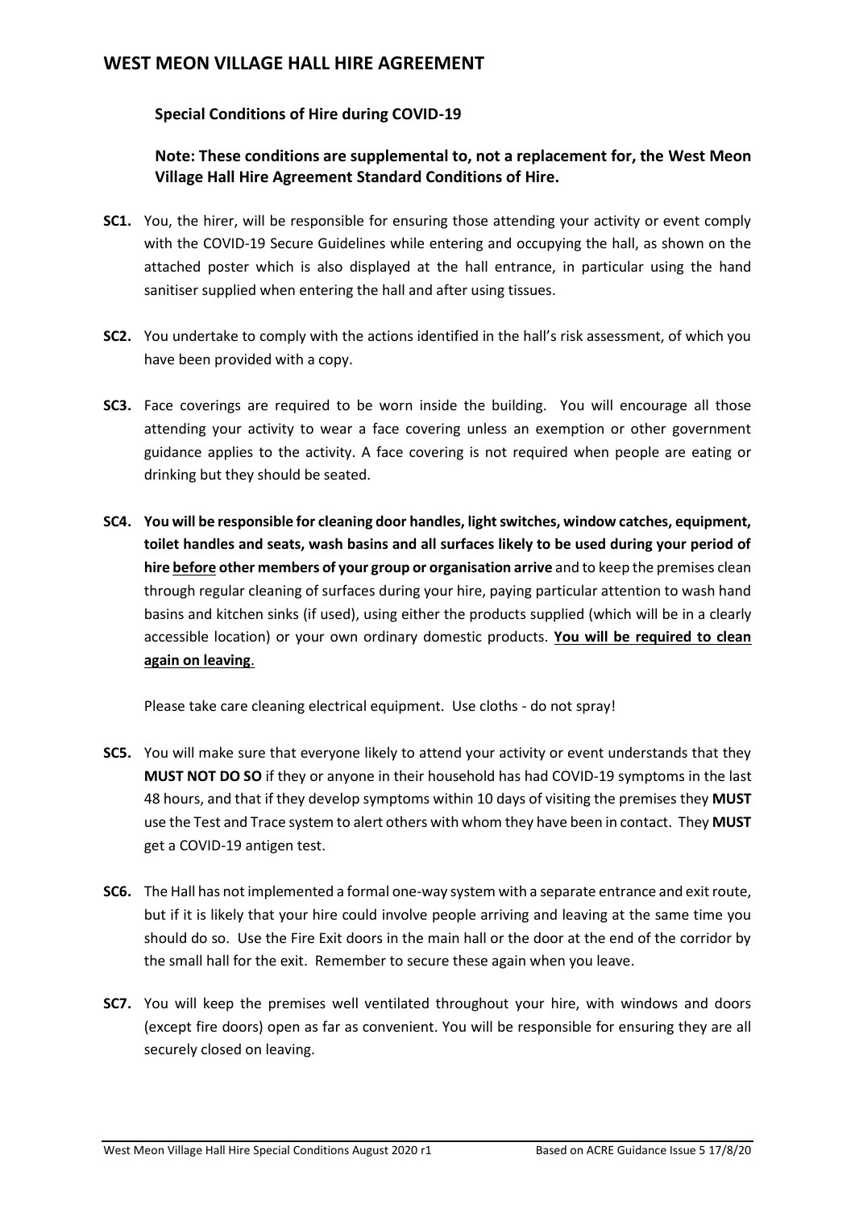# WEST MEON VILLAGE HALL HIRE AGREEMENT

## Special Conditions of Hire during COVID-19

**Note: These conditions are supplemental to, not a replacement for, the West Meon Village Hall Hire Agreement Standard Conditions of Hire.**

**SC1.** You, the hirer, will be responsible for ensuring those attending your activity or event comply with the COVID-19 Secure Guidelines while entering and occupying the hall, as shown on the attached poster which is also displayed at the hall entrance, in particular using the hand sanitiser supplied when entering the hall and after using tissues.

**SC2.** You undertake to comply with the actions identified in the hall's risk assessment, of which you have been provided with a copy.

**SC3.** Face coverings are required to be worn inside the building. You will encourage all those attending your activity to wear a face covering unless an exemption or other government guidance applies to the activity. A face covering is not required when people are eating or drinking but they should be seated.

**SC4. You will be responsible for cleaning door handles, light switches, window catches, equipment, toilet handles and seats, wash basins and all surfaces likely to be used during your period of hire <u>before</u> other members of your group or organisation arrive** and to keep the premises clean through regular cleaning of surfaces during your hire, paying particular attention to wash hand basins and kitchen sinks (if used), using either the products supplied (which will be in a clearly accessible location) or your own ordinary domestic products. **<u>You will be required to clean again on leaving</u>**.

Please take care cleaning electrical equipment. Use cloths - do not spray!

**SC5.** You will make sure that everyone likely to attend your activity or event understands that they **MUST NOT DO SO** if they or anyone in their household has had COVID-19 symptoms in the last 48 hours, and that if they develop symptoms within 10 days of visiting the premises they **MUST** use the Test and Trace system to alert others with whom they have been in contact. They **MUST** get a COVID-19 antigen test.

**SC6.** The Hall has not implemented a formal one-way system with a separate entrance and exit route, but if it is likely that your hire could involve people arriving and leaving at the same time you should do so. Use the Fire Exit doors in the main hall or the door at the end of the corridor by the small hall for the exit. Remember to secure these again when you leave.

**SC7.** You will keep the premises well ventilated throughout your hire, with windows and doors (except fire doors) open as far as convenient. You will be responsible for ensuring they are all securely closed on leaving.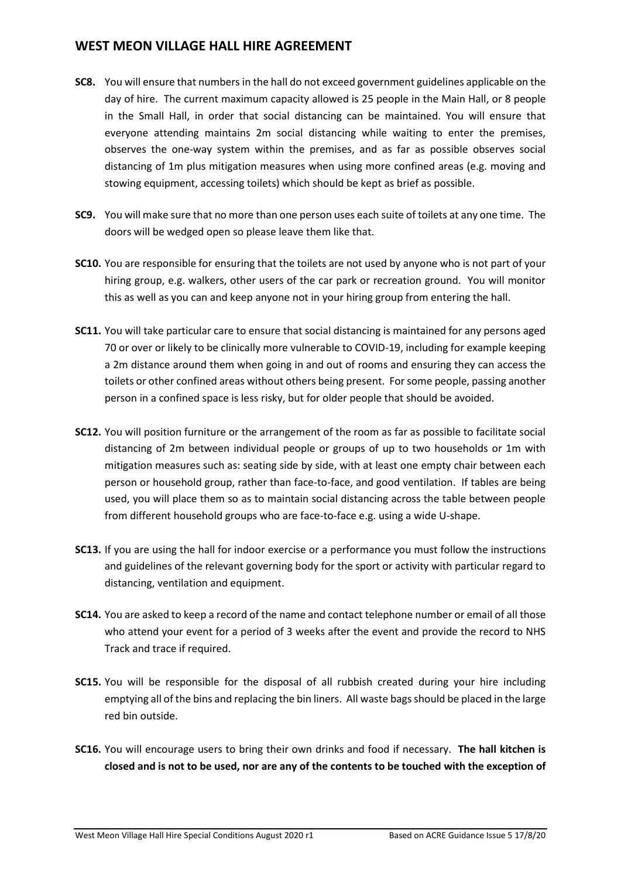## WEST MEON VILLAGE HALL HIRE AGREEMENT

**SC8.** You will ensure that numbers in the hall do not exceed government guidelines applicable on the day of hire. The current maximum capacity allowed is 25 people in the Main Hall, or 8 people in the Small Hall, in order that social distancing can be maintained. You will ensure that everyone attending maintains 2m social distancing while waiting to enter the premises, observes the one-way system within the premises, and as far as possible observes social distancing of 1m plus mitigation measures when using more confined areas (e.g. moving and stowing equipment, accessing toilets) which should be kept as brief as possible.

**SC9.** You will make sure that no more than one person uses each suite of toilets at any one time. The doors will be wedged open so please leave them like that.

**SC10.** You are responsible for ensuring that the toilets are not used by anyone who is not part of your hiring group, e.g. walkers, other users of the car park or recreation ground. You will monitor this as well as you can and keep anyone not in your hiring group from entering the hall.

**SC11.** You will take particular care to ensure that social distancing is maintained for any persons aged 70 or over or likely to be clinically more vulnerable to COVID-19, including for example keeping a 2m distance around them when going in and out of rooms and ensuring they can access the toilets or other confined areas without others being present. For some people, passing another person in a confined space is less risky, but for older people that should be avoided.

**SC12.** You will position furniture or the arrangement of the room as far as possible to facilitate social distancing of 2m between individual people or groups of up to two households or 1m with mitigation measures such as: seating side by side, with at least one empty chair between each person or household group, rather than face-to-face, and good ventilation. If tables are being used, you will place them so as to maintain social distancing across the table between people from different household groups who are face-to-face e.g. using a wide U-shape.

**SC13.** If you are using the hall for indoor exercise or a performance you must follow the instructions and guidelines of the relevant governing body for the sport or activity with particular regard to distancing, ventilation and equipment.

**SC14.** You are asked to keep a record of the name and contact telephone number or email of all those who attend your event for a period of 3 weeks after the event and provide the record to NHS Track and trace if required.

**SC15.** You will be responsible for the disposal of all rubbish created during your hire including emptying all of the bins and replacing the bin liners. All waste bags should be placed in the large red bin outside.

**SC16.** You will encourage users to bring their own drinks and food if necessary. **The hall kitchen is closed and is not to be used, nor are any of the contents to be touched with the exception of**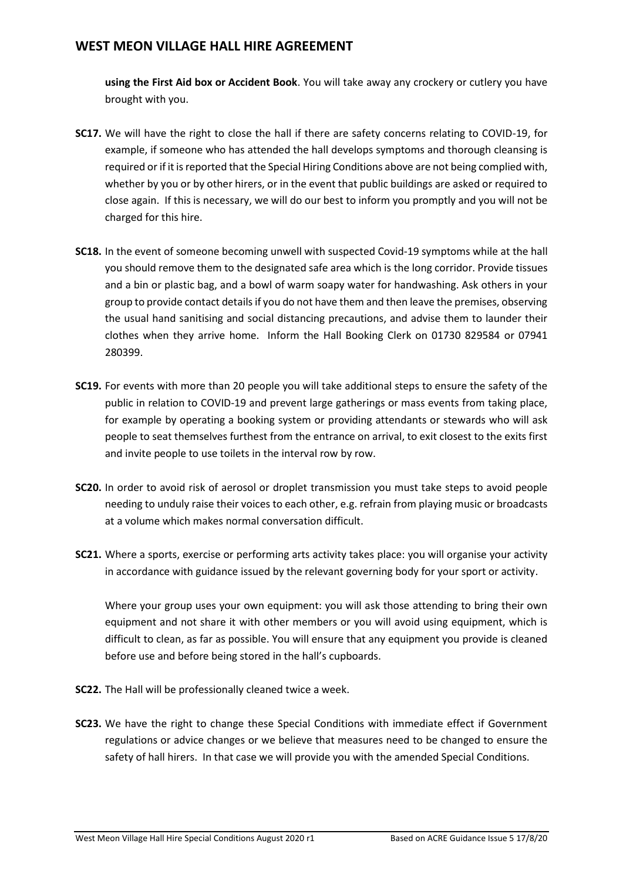**using the First Aid box or Accident Book**. You will take away any crockery or cutlery you have brought with you.

**SC17.** We will have the right to close the hall if there are safety concerns relating to COVID-19, for example, if someone who has attended the hall develops symptoms and thorough cleansing is required or if it is reported that the Special Hiring Conditions above are not being complied with, whether by you or by other hirers, or in the event that public buildings are asked or required to close again. If this is necessary, we will do our best to inform you promptly and you will not be charged for this hire.

**SC18.** In the event of someone becoming unwell with suspected Covid-19 symptoms while at the hall you should remove them to the designated safe area which is the long corridor. Provide tissues and a bin or plastic bag, and a bowl of warm soapy water for handwashing. Ask others in your group to provide contact details if you do not have them and then leave the premises, observing the usual hand sanitising and social distancing precautions, and advise them to launder their clothes when they arrive home. Inform the Hall Booking Clerk on 01730 829584 or 07941 280399.

**SC19.** For events with more than 20 people you will take additional steps to ensure the safety of the public in relation to COVID-19 and prevent large gatherings or mass events from taking place, for example by operating a booking system or providing attendants or stewards who will ask people to seat themselves furthest from the entrance on arrival, to exit closest to the exits first and invite people to use toilets in the interval row by row.

**SC20.** In order to avoid risk of aerosol or droplet transmission you must take steps to avoid people needing to unduly raise their voices to each other, e.g. refrain from playing music or broadcasts at a volume which makes normal conversation difficult.

**SC21.** Where a sports, exercise or performing arts activity takes place: you will organise your activity in accordance with guidance issued by the relevant governing body for your sport or activity.

Where your group uses your own equipment: you will ask those attending to bring their own equipment and not share it with other members or you will avoid using equipment, which is difficult to clean, as far as possible. You will ensure that any equipment you provide is cleaned before use and before being stored in the hall's cupboards.

**SC22.** The Hall will be professionally cleaned twice a week.

**SC23.** We have the right to change these Special Conditions with immediate effect if Government regulations or advice changes or we believe that measures need to be changed to ensure the safety of hall hirers. In that case we will provide you with the amended Special Conditions.